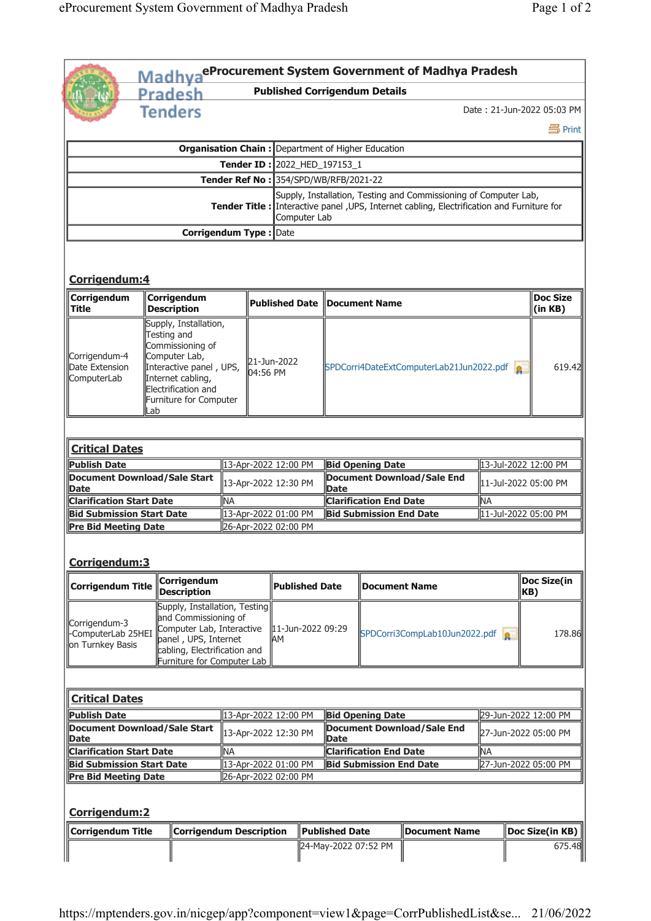# eProcurement System Government of Madhya Pradesh

## Published Corrigendum Details

Date : 21-Jun-2022 05:03 PM

Print

| | |
|---|---|
| **Organisation Chain :** | Department of Higher Education |
| **Tender ID :** | 2022_HED_197153_1 |
| **Tender Ref No :** | 354/SPD/WB/RFB/2021-22 |
| **Tender Title :** | Supply, Installation, Testing and Commissioning of Computer Lab, Interactive panel ,UPS, Internet cabling, Electrification and Furniture for Computer Lab |
| **Corrigendum Type :** | Date |

### Corrigendum:4

| Corrigendum Title | Corrigendum Description | Published Date | Document Name | Doc Size (in KB) |
|---|---|---|---|---|
| Corrigendum-4 Date Extension ComputerLab | Supply, Installation, Testing and Commissioning of Computer Lab, Interactive panel , UPS, Internet cabling, Electrification and Furniture for Computer Lab | 21-Jun-2022 04:56 PM | SPDCorri4DateExtComputerLab21Jun2022.pdf | 619.42 |

#### Critical Dates

| | | | |
|---|---|---|---|
| **Publish Date** | 13-Apr-2022 12:00 PM | **Bid Opening Date** | 13-Jul-2022 12:00 PM |
| **Document Download/Sale Start Date** | 13-Apr-2022 12:30 PM | **Document Download/Sale End Date** | 11-Jul-2022 05:00 PM |
| **Clarification Start Date** | NA | **Clarification End Date** | NA |
| **Bid Submission Start Date** | 13-Apr-2022 01:00 PM | **Bid Submission End Date** | 11-Jul-2022 05:00 PM |
| **Pre Bid Meeting Date** | 26-Apr-2022 02:00 PM | | |

### Corrigendum:3

| Corrigendum Title | Corrigendum Description | Published Date | Document Name | Doc Size(in KB) |
|---|---|---|---|---|
| Corrigendum-3 -ComputerLab 25HEI on Turnkey Basis | Supply, Installation, Testing and Commissioning of Computer Lab, Interactive panel , UPS, Internet cabling, Electrification and Furniture for Computer Lab | 11-Jun-2022 09:29 AM | SPDCorri3CompLab10Jun2022.pdf | 178.86 |

#### Critical Dates

| | | | |
|---|---|---|---|
| **Publish Date** | 13-Apr-2022 12:00 PM | **Bid Opening Date** | 29-Jun-2022 12:00 PM |
| **Document Download/Sale Start Date** | 13-Apr-2022 12:30 PM | **Document Download/Sale End Date** | 27-Jun-2022 05:00 PM |
| **Clarification Start Date** | NA | **Clarification End Date** | NA |
| **Bid Submission Start Date** | 13-Apr-2022 01:00 PM | **Bid Submission End Date** | 27-Jun-2022 05:00 PM |
| **Pre Bid Meeting Date** | 26-Apr-2022 02:00 PM | | |

### Corrigendum:2

| Corrigendum Title | Corrigendum Description | Published Date | Document Name | Doc Size(in KB) |
|---|---|---|---|---|
| | | 24-May-2022 07:52 PM | | 675.48 |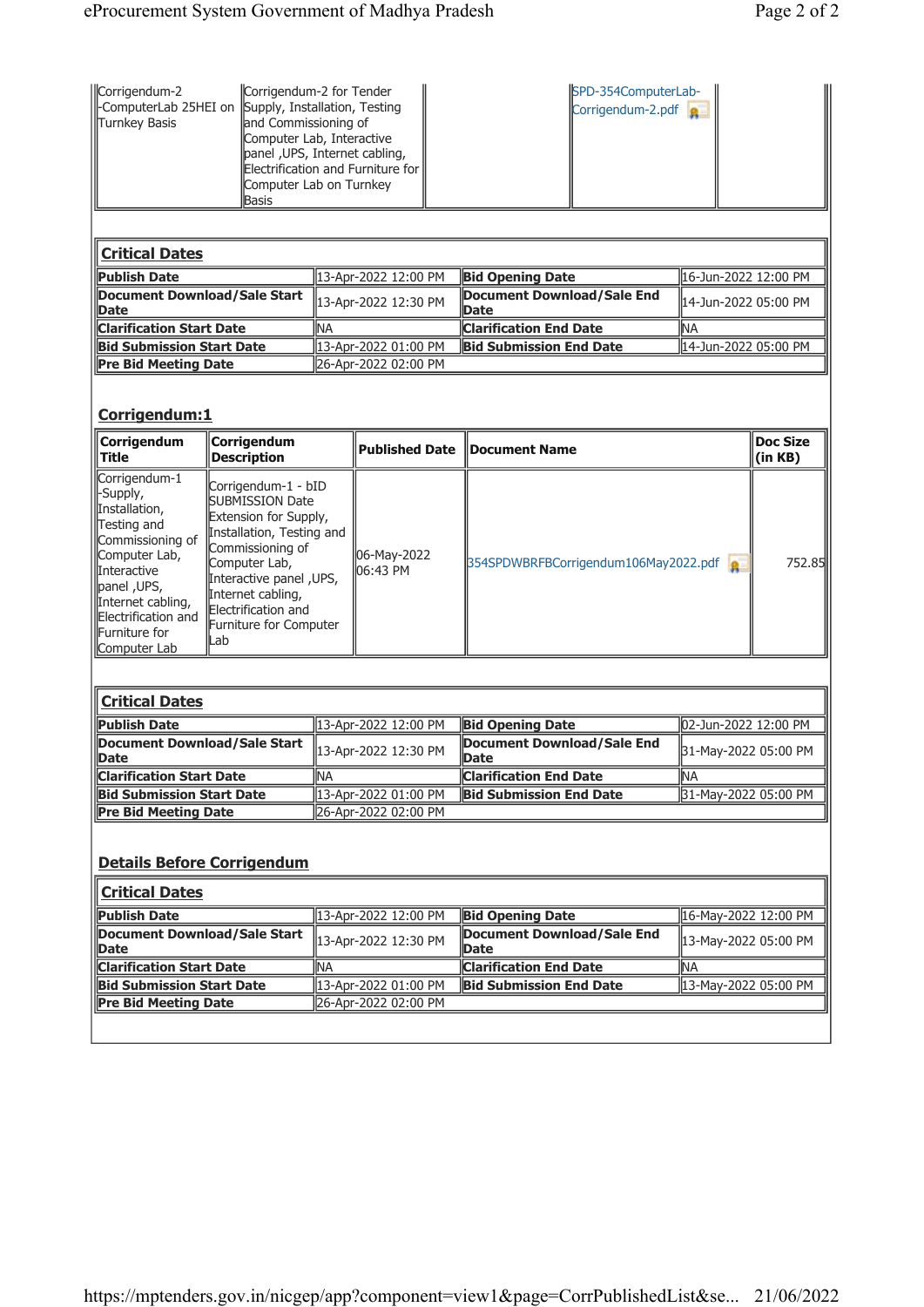| | | | | |
|---|---|---|---|---|
| Corrigendum-2 -ComputerLab 25HEI on Turnkey Basis | Corrigendum-2 for Tender Supply, Installation, Testing and Commissioning of Computer Lab, Interactive panel ,UPS, Internet cabling, Electrification and Furniture for Computer Lab on Turnkey Basis | | SPD-354ComputerLab-Corrigendum-2.pdf | |

| Critical Dates | | | |
|---|---|---|---|
| **Publish Date** | 13-Apr-2022 12:00 PM | **Bid Opening Date** | 16-Jun-2022 12:00 PM |
| **Document Download/Sale Start Date** | 13-Apr-2022 12:30 PM | **Document Download/Sale End Date** | 14-Jun-2022 05:00 PM |
| **Clarification Start Date** | NA | **Clarification End Date** | NA |
| **Bid Submission Start Date** | 13-Apr-2022 01:00 PM | **Bid Submission End Date** | 14-Jun-2022 05:00 PM |
| **Pre Bid Meeting Date** | 26-Apr-2022 02:00 PM | | |

## Corrigendum:1

| Corrigendum Title | Corrigendum Description | Published Date | Document Name | Doc Size (in KB) |
|---|---|---|---|---|
| Corrigendum-1 -Supply, Installation, Testing and Commissioning of Computer Lab, Interactive panel ,UPS, Internet cabling, Electrification and Furniture for Computer Lab | Corrigendum-1 - bID SUBMISSION Date Extension for Supply, Installation, Testing and Commissioning of Computer Lab, Interactive panel ,UPS, Internet cabling, Electrification and Furniture for Computer Lab | 06-May-2022 06:43 PM | 354SPDWBRFBCorrigendum106May2022.pdf | 752.85 |

| Critical Dates | | | |
|---|---|---|---|
| **Publish Date** | 13-Apr-2022 12:00 PM | **Bid Opening Date** | 02-Jun-2022 12:00 PM |
| **Document Download/Sale Start Date** | 13-Apr-2022 12:30 PM | **Document Download/Sale End Date** | 31-May-2022 05:00 PM |
| **Clarification Start Date** | NA | **Clarification End Date** | NA |
| **Bid Submission Start Date** | 13-Apr-2022 01:00 PM | **Bid Submission End Date** | 31-May-2022 05:00 PM |
| **Pre Bid Meeting Date** | 26-Apr-2022 02:00 PM | | |

## Details Before Corrigendum

| Critical Dates | | | |
|---|---|---|---|
| **Publish Date** | 13-Apr-2022 12:00 PM | **Bid Opening Date** | 16-May-2022 12:00 PM |
| **Document Download/Sale Start Date** | 13-Apr-2022 12:30 PM | **Document Download/Sale End Date** | 13-May-2022 05:00 PM |
| **Clarification Start Date** | NA | **Clarification End Date** | NA |
| **Bid Submission Start Date** | 13-Apr-2022 01:00 PM | **Bid Submission End Date** | 13-May-2022 05:00 PM |
| **Pre Bid Meeting Date** | 26-Apr-2022 02:00 PM | | |